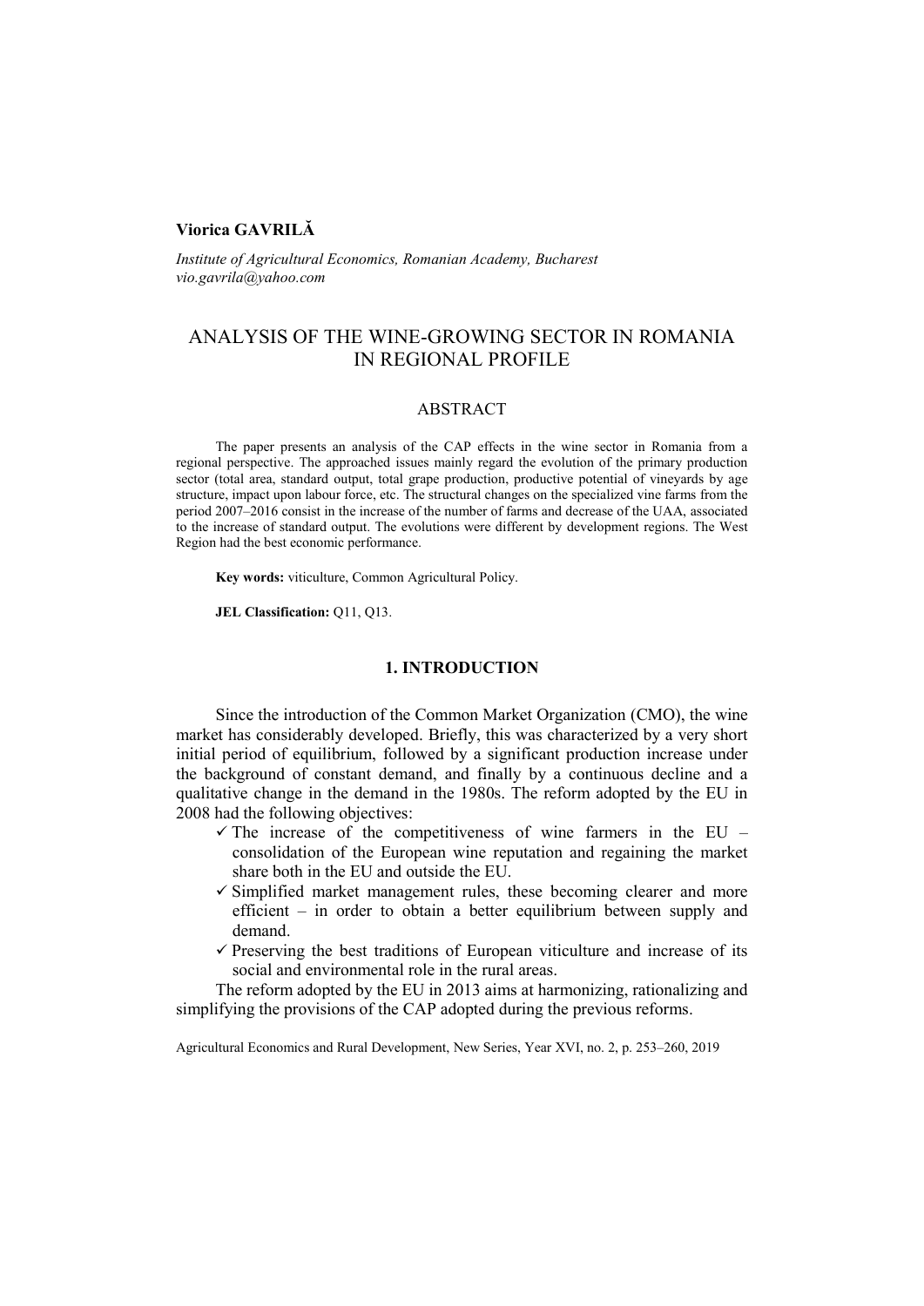**Viorica GAVRILĂ**

*Institute of Agricultural Economics, Romanian Academy, Bucharest*
*vio.gavrila@yahoo.com*

# ANALYSIS OF THE WINE-GROWING SECTOR IN ROMANIA IN REGIONAL PROFILE

## ABSTRACT

The paper presents an analysis of the CAP effects in the wine sector in Romania from a regional perspective. The approached issues mainly regard the evolution of the primary production sector (total area, standard output, total grape production, productive potential of vineyards by age structure, impact upon labour force, etc. The structural changes on the specialized vine farms from the period 2007–2016 consist in the increase of the number of farms and decrease of the UAA, associated to the increase of standard output. The evolutions were different by development regions. The West Region had the best economic performance.

**Key words:** viticulture, Common Agricultural Policy.

**JEL Classification:** Q11, Q13.

## 1. INTRODUCTION

Since the introduction of the Common Market Organization (CMO), the wine market has considerably developed. Briefly, this was characterized by a very short initial period of equilibrium, followed by a significant production increase under the background of constant demand, and finally by a continuous decline and a qualitative change in the demand in the 1980s. The reform adopted by the EU in 2008 had the following objectives:

- ✓ The increase of the competitiveness of wine farmers in the EU – consolidation of the European wine reputation and regaining the market share both in the EU and outside the EU.
- ✓ Simplified market management rules, these becoming clearer and more efficient – in order to obtain a better equilibrium between supply and demand.
- ✓ Preserving the best traditions of European viticulture and increase of its social and environmental role in the rural areas.

The reform adopted by the EU in 2013 aims at harmonizing, rationalizing and simplifying the provisions of the CAP adopted during the previous reforms.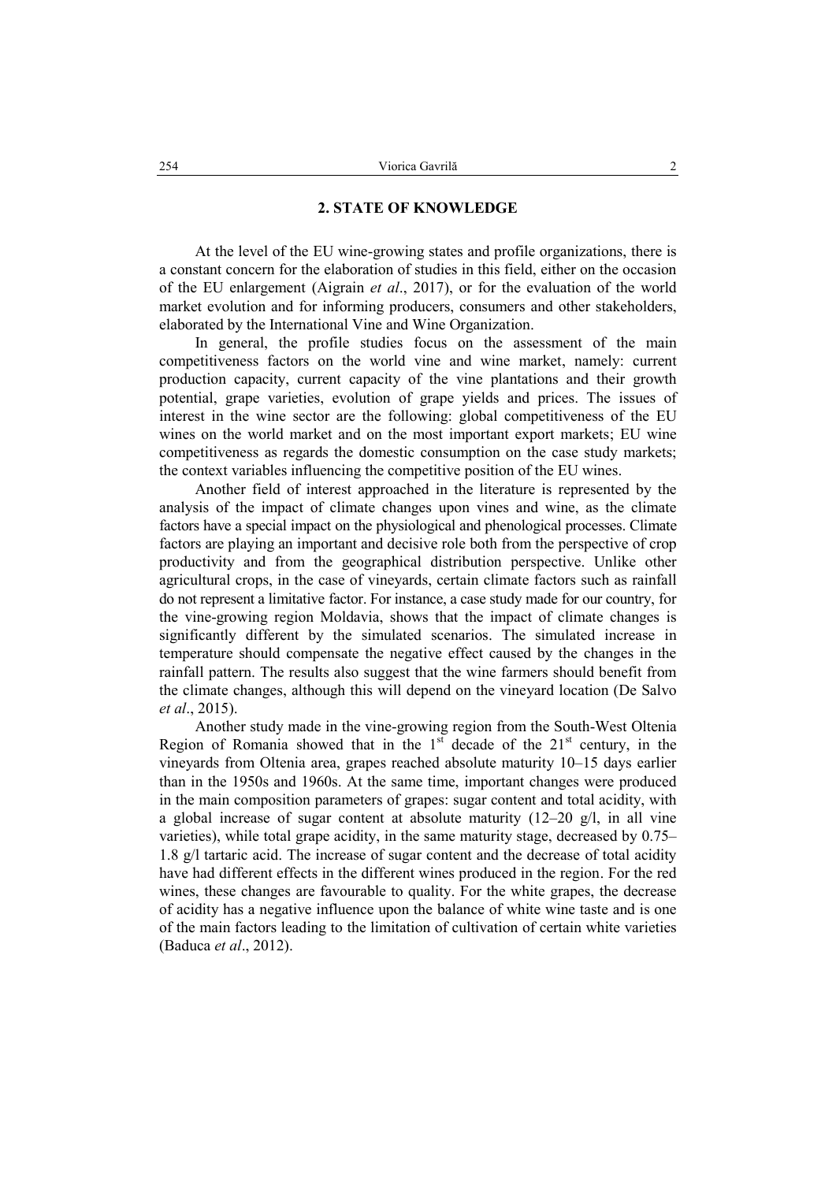## 2. STATE OF KNOWLEDGE

At the level of the EU wine-growing states and profile organizations, there is a constant concern for the elaboration of studies in this field, either on the occasion of the EU enlargement (Aigrain *et al*., 2017), or for the evaluation of the world market evolution and for informing producers, consumers and other stakeholders, elaborated by the International Vine and Wine Organization.

In general, the profile studies focus on the assessment of the main competitiveness factors on the world vine and wine market, namely: current production capacity, current capacity of the vine plantations and their growth potential, grape varieties, evolution of grape yields and prices. The issues of interest in the wine sector are the following: global competitiveness of the EU wines on the world market and on the most important export markets; EU wine competitiveness as regards the domestic consumption on the case study markets; the context variables influencing the competitive position of the EU wines.

Another field of interest approached in the literature is represented by the analysis of the impact of climate changes upon vines and wine, as the climate factors have a special impact on the physiological and phenological processes. Climate factors are playing an important and decisive role both from the perspective of crop productivity and from the geographical distribution perspective. Unlike other agricultural crops, in the case of vineyards, certain climate factors such as rainfall do not represent a limitative factor. For instance, a case study made for our country, for the vine-growing region Moldavia, shows that the impact of climate changes is significantly different by the simulated scenarios. The simulated increase in temperature should compensate the negative effect caused by the changes in the rainfall pattern. The results also suggest that the wine farmers should benefit from the climate changes, although this will depend on the vineyard location (De Salvo *et al*., 2015).

Another study made in the vine-growing region from the South-West Oltenia Region of Romania showed that in the 1st decade of the 21st century, in the vineyards from Oltenia area, grapes reached absolute maturity 10–15 days earlier than in the 1950s and 1960s. At the same time, important changes were produced in the main composition parameters of grapes: sugar content and total acidity, with a global increase of sugar content at absolute maturity (12–20 g/l, in all vine varieties), while total grape acidity, in the same maturity stage, decreased by 0.75–1.8 g/l tartaric acid. The increase of sugar content and the decrease of total acidity have had different effects in the different wines produced in the region. For the red wines, these changes are favourable to quality. For the white grapes, the decrease of acidity has a negative influence upon the balance of white wine taste and is one of the main factors leading to the limitation of cultivation of certain white varieties (Baduca *et al*., 2012).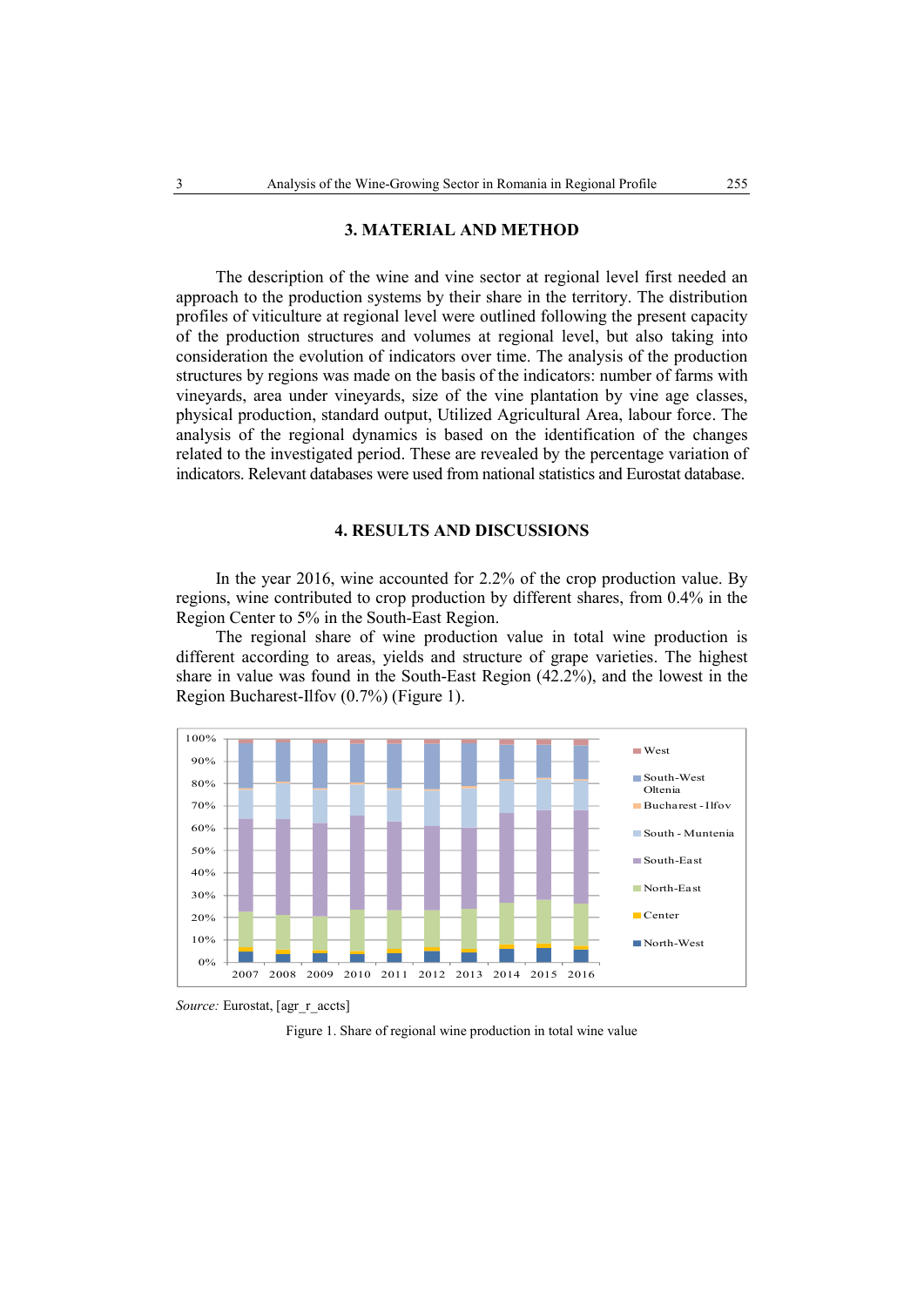## 3. MATERIAL AND METHOD

The description of the wine and vine sector at regional level first needed an approach to the production systems by their share in the territory. The distribution profiles of viticulture at regional level were outlined following the present capacity of the production structures and volumes at regional level, but also taking into consideration the evolution of indicators over time. The analysis of the production structures by regions was made on the basis of the indicators: number of farms with vineyards, area under vineyards, size of the vine plantation by vine age classes, physical production, standard output, Utilized Agricultural Area, labour force. The analysis of the regional dynamics is based on the identification of the changes related to the investigated period. These are revealed by the percentage variation of indicators. Relevant databases were used from national statistics and Eurostat database.

## 4. RESULTS AND DISCUSSIONS

In the year 2016, wine accounted for 2.2% of the crop production value. By regions, wine contributed to crop production by different shares, from 0.4% in the Region Center to 5% in the South-East Region.

The regional share of wine production value in total wine production is different according to areas, yields and structure of grape varieties. The highest share in value was found in the South-East Region (42.2%), and the lowest in the Region Bucharest-Ilfov (0.7%) (Figure 1).

*Source:* Eurostat, [agr_r_accts]

Figure 1. Share of regional wine production in total wine value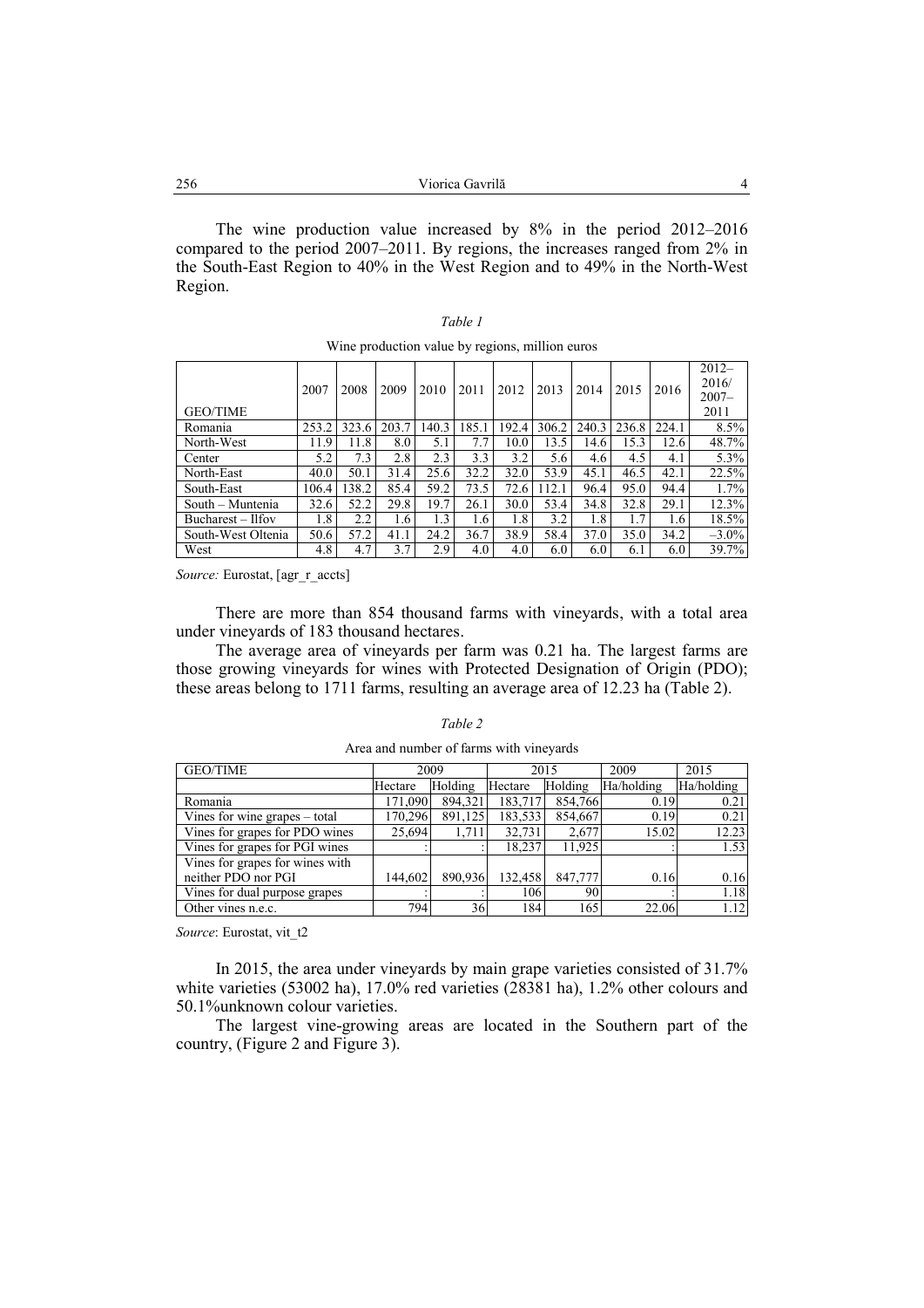The wine production value increased by 8% in the period 2012–2016 compared to the period 2007–2011. By regions, the increases ranged from 2% in the South-East Region to 40% in the West Region and to 49% in the North-West Region.

*Table 1*

Wine production value by regions, million euros

| GEO/TIME | 2007 | 2008 | 2009 | 2010 | 2011 | 2012 | 2013 | 2014 | 2015 | 2016 | 2012–2016/ 2007–2011 |
|---|---|---|---|---|---|---|---|---|---|---|---|
| Romania | 253.2 | 323.6 | 203.7 | 140.3 | 185.1 | 192.4 | 306.2 | 240.3 | 236.8 | 224.1 | 8.5% |
| North-West | 11.9 | 11.8 | 8.0 | 5.1 | 7.7 | 10.0 | 13.5 | 14.6 | 15.3 | 12.6 | 48.7% |
| Center | 5.2 | 7.3 | 2.8 | 2.3 | 3.3 | 3.2 | 5.6 | 4.6 | 4.5 | 4.1 | 5.3% |
| North-East | 40.0 | 50.1 | 31.4 | 25.6 | 32.2 | 32.0 | 53.9 | 45.1 | 46.5 | 42.1 | 22.5% |
| South-East | 106.4 | 138.2 | 85.4 | 59.2 | 73.5 | 72.6 | 112.1 | 96.4 | 95.0 | 94.4 | 1.7% |
| South – Muntenia | 32.6 | 52.2 | 29.8 | 19.7 | 26.1 | 30.0 | 53.4 | 34.8 | 32.8 | 29.1 | 12.3% |
| Bucharest – Ilfov | 1.8 | 2.2 | 1.6 | 1.3 | 1.6 | 1.8 | 3.2 | 1.8 | 1.7 | 1.6 | 18.5% |
| South-West Oltenia | 50.6 | 57.2 | 41.1 | 24.2 | 36.7 | 38.9 | 58.4 | 37.0 | 35.0 | 34.2 | –3.0% |
| West | 4.8 | 4.7 | 3.7 | 2.9 | 4.0 | 4.0 | 6.0 | 6.0 | 6.1 | 6.0 | 39.7% |

*Source:* Eurostat, [agr_r_accts]

There are more than 854 thousand farms with vineyards, with a total area under vineyards of 183 thousand hectares.

The average area of vineyards per farm was 0.21 ha. The largest farms are those growing vineyards for wines with Protected Designation of Origin (PDO); these areas belong to 1711 farms, resulting an average area of 12.23 ha (Table 2).

*Table 2*

Area and number of farms with vineyards

| GEO/TIME | 2009 | | 2015 | | 2009 | 2015 |
|---|---|---|---|---|---|---|
| | Hectare | Holding | Hectare | Holding | Ha/holding | Ha/holding |
| Romania | 171,090 | 894,321 | 183,717 | 854,766 | 0.19 | 0.21 |
| Vines for wine grapes – total | 170,296 | 891,125 | 183,533 | 854,667 | 0.19 | 0.21 |
| Vines for grapes for PDO wines | 25,694 | 1,711 | 32,731 | 2,677 | 15.02 | 12.23 |
| Vines for grapes for PGI wines | : | : | 18,237 | 11,925 | : | 1.53 |
| Vines for grapes for wines with neither PDO nor PGI | 144,602 | 890,936 | 132,458 | 847,777 | 0.16 | 0.16 |
| Vines for dual purpose grapes | : | : | 106 | 90 | : | 1.18 |
| Other vines n.e.c. | 794 | 36 | 184 | 165 | 22.06 | 1.12 |

*Source*: Eurostat, vit_t2

In 2015, the area under vineyards by main grape varieties consisted of 31.7% white varieties (53002 ha), 17.0% red varieties (28381 ha), 1.2% other colours and 50.1%unknown colour varieties.

The largest vine-growing areas are located in the Southern part of the country, (Figure 2 and Figure 3).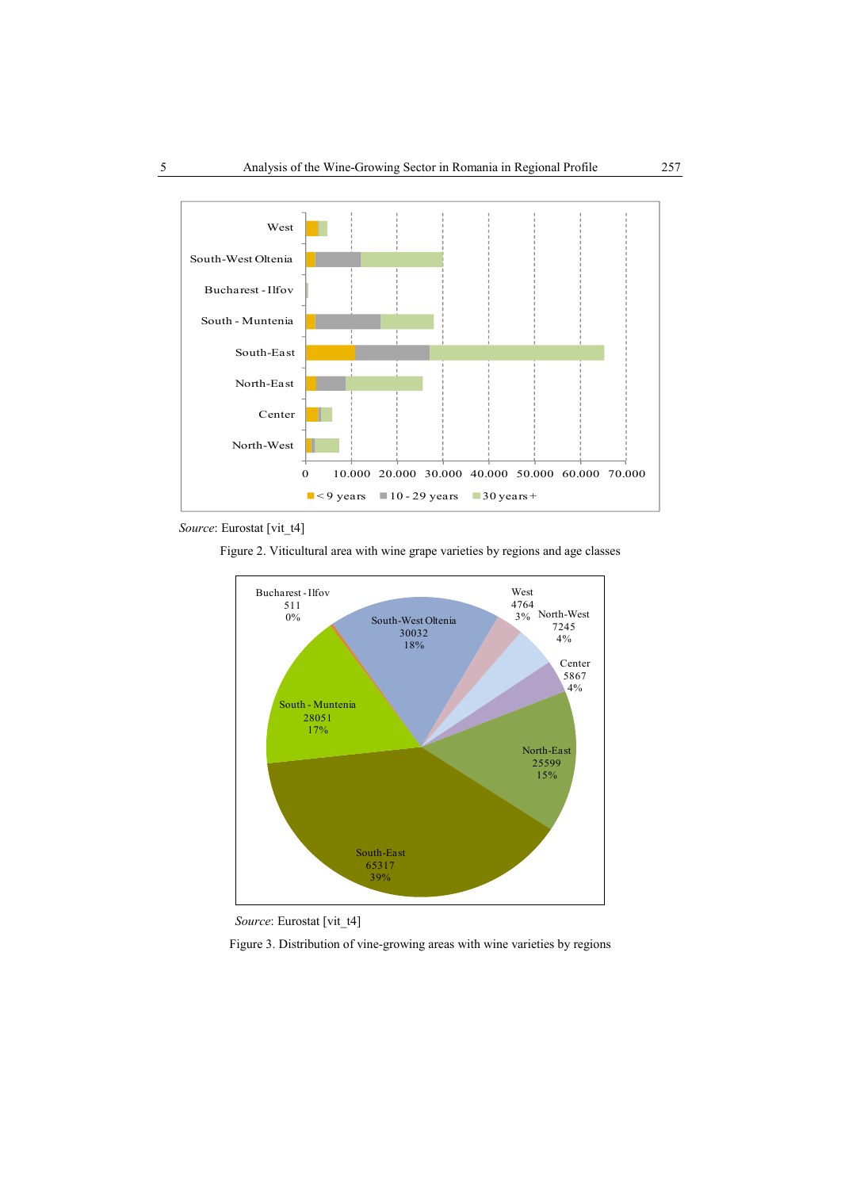Source: Eurostat [vit_t4]

Figure 2. Viticultural area with wine grape varieties by regions and age classes

Source: Eurostat [vit_t4]

Figure 3. Distribution of vine-growing areas with wine varieties by regions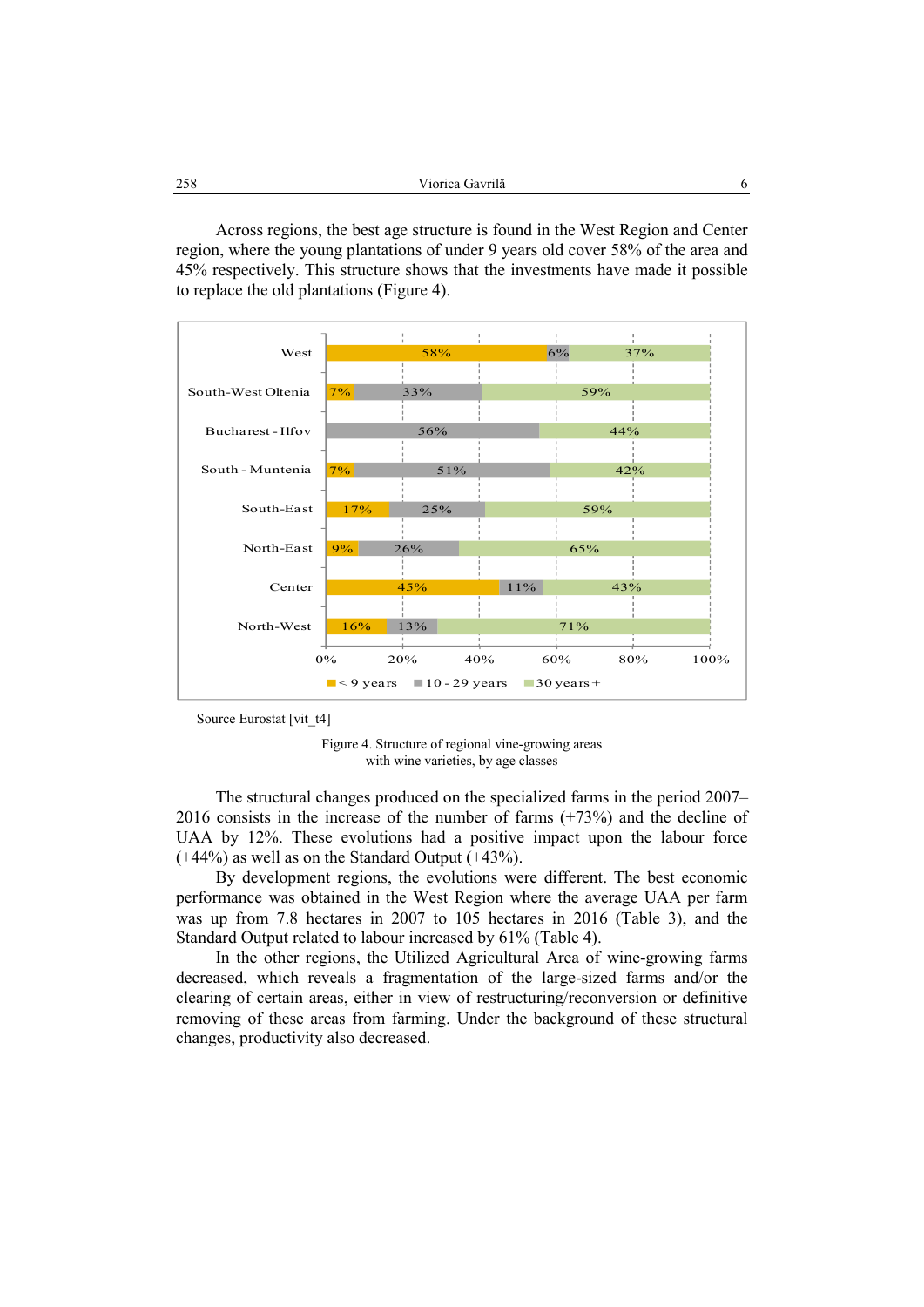Across regions, the best age structure is found in the West Region and Center region, where the young plantations of under 9 years old cover 58% of the area and 45% respectively. This structure shows that the investments have made it possible to replace the old plantations (Figure 4).

| Region | < 9 years | 10 - 29 years | 30 years + |
|---|---|---|---|
| West | 58% | 6% | 37% |
| South-West Oltenia | 7% | 33% | 59% |
| Bucharest - Ilfov | | 56% | 44% |
| South - Muntenia | 7% | 51% | 42% |
| South-East | 17% | 25% | 59% |
| North-East | 9% | 26% | 65% |
| Center | 45% | 11% | 43% |
| North-West | 16% | 13% | 71% |

Source Eurostat [vit_t4]

Figure 4. Structure of regional vine-growing areas with wine varieties, by age classes

The structural changes produced on the specialized farms in the period 2007–2016 consists in the increase of the number of farms (+73%) and the decline of UAA by 12%. These evolutions had a positive impact upon the labour force (+44%) as well as on the Standard Output (+43%).

By development regions, the evolutions were different. The best economic performance was obtained in the West Region where the average UAA per farm was up from 7.8 hectares in 2007 to 105 hectares in 2016 (Table 3), and the Standard Output related to labour increased by 61% (Table 4).

In the other regions, the Utilized Agricultural Area of wine-growing farms decreased, which reveals a fragmentation of the large-sized farms and/or the clearing of certain areas, either in view of restructuring/reconversion or definitive removing of these areas from farming. Under the background of these structural changes, productivity also decreased.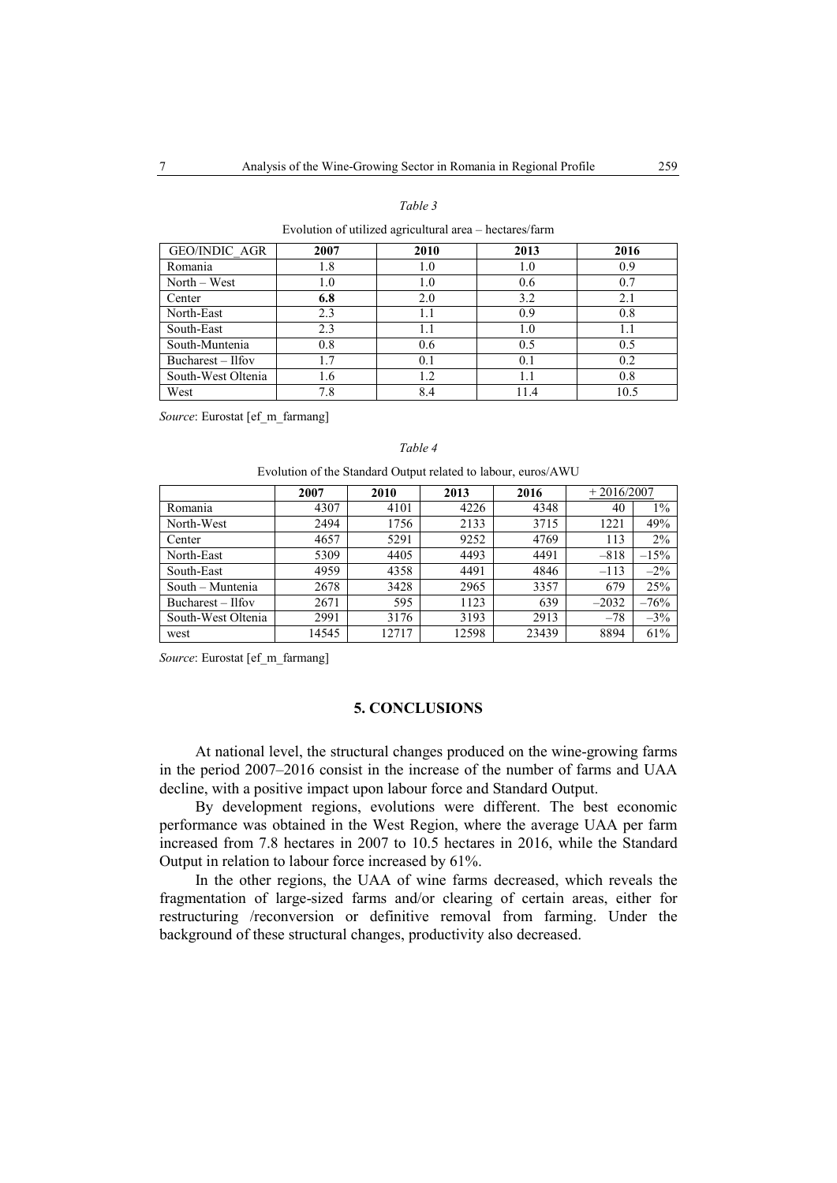*Table 3*

Evolution of utilized agricultural area – hectares/farm

| GEO/INDIC_AGR | **2007** | **2010** | **2013** | **2016** |
|---|---|---|---|---|
| Romania | 1.8 | 1.0 | 1.0 | 0.9 |
| North – West | 1.0 | 1.0 | 0.6 | 0.7 |
| Center | **6.8** | 2.0 | 3.2 | 2.1 |
| North-East | 2.3 | 1.1 | 0.9 | 0.8 |
| South-East | 2.3 | 1.1 | 1.0 | 1.1 |
| South-Muntenia | 0.8 | 0.6 | 0.5 | 0.5 |
| Bucharest – Ilfov | 1.7 | 0.1 | 0.1 | 0.2 |
| South-West Oltenia | 1.6 | 1.2 | 1.1 | 0.8 |
| West | 7.8 | 8.4 | 11.4 | 10.5 |

*Source*: Eurostat [ef_m_farmang]

*Table 4*

Evolution of the Standard Output related to labour, euros/AWU

| | 2007 | 2010 | 2013 | 2016 | + 2016/2007 | |
|---|---|---|---|---|---|---|
| Romania | 4307 | 4101 | 4226 | 4348 | 40 | 1% |
| North-West | 2494 | 1756 | 2133 | 3715 | 1221 | 49% |
| Center | 4657 | 5291 | 9252 | 4769 | 113 | 2% |
| North-East | 5309 | 4405 | 4493 | 4491 | –818 | –15% |
| South-East | 4959 | 4358 | 4491 | 4846 | –113 | –2% |
| South – Muntenia | 2678 | 3428 | 2965 | 3357 | 679 | 25% |
| Bucharest – Ilfov | 2671 | 595 | 1123 | 639 | –2032 | –76% |
| South-West Oltenia | 2991 | 3176 | 3193 | 2913 | –78 | –3% |
| west | 14545 | 12717 | 12598 | 23439 | 8894 | 61% |

*Source*: Eurostat [ef_m_farmang]

## 5. CONCLUSIONS

At national level, the structural changes produced on the wine-growing farms in the period 2007–2016 consist in the increase of the number of farms and UAA decline, with a positive impact upon labour force and Standard Output.

By development regions, evolutions were different. The best economic performance was obtained in the West Region, where the average UAA per farm increased from 7.8 hectares in 2007 to 10.5 hectares in 2016, while the Standard Output in relation to labour force increased by 61%.

In the other regions, the UAA of wine farms decreased, which reveals the fragmentation of large-sized farms and/or clearing of certain areas, either for restructuring /reconversion or definitive removal from farming. Under the background of these structural changes, productivity also decreased.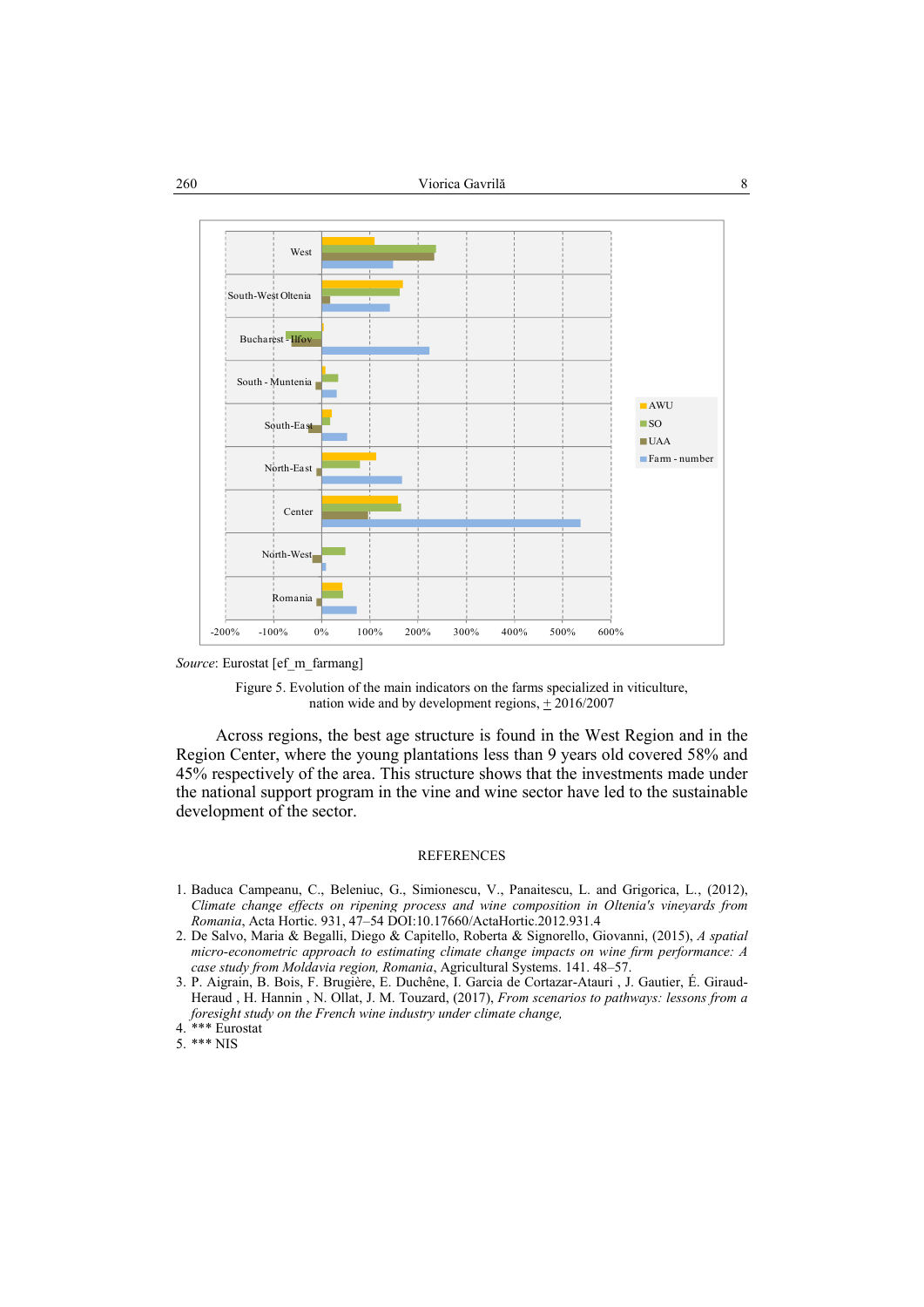West
South-West Oltenia
Bucharest - Ilfov
South - Muntenia
South-East
North-East
Center
North-West
Romania

-200% -100% 0% 100% 200% 300% 400% 500% 600%

AWU
SO
UAA
Farm - number

*Source*: Eurostat [ef_m_farmang]

Figure 5. Evolution of the main indicators on the farms specialized in viticulture, nation wide and by development regions, ± 2016/2007

Across regions, the best age structure is found in the West Region and in the Region Center, where the young plantations less than 9 years old covered 58% and 45% respectively of the area. This structure shows that the investments made under the national support program in the vine and wine sector have led to the sustainable development of the sector.

## REFERENCES

1. Baduca Campeanu, C., Beleniuc, G., Simionescu, V., Panaitescu, L. and Grigorica, L., (2012), *Climate change effects on ripening process and wine composition in Oltenia's vineyards from Romania*, Acta Hortic. 931, 47–54 DOI:10.17660/ActaHortic.2012.931.4
2. De Salvo, Maria & Begalli, Diego & Capitello, Roberta & Signorello, Giovanni, (2015), *A spatial micro-econometric approach to estimating climate change impacts on wine firm performance: A case study from Moldavia region, Romania*, Agricultural Systems. 141. 48–57.
3. P. Aigrain, B. Bois, F. Brugière, E. Duchêne, I. Garcia de Cortazar-Atauri , J. Gautier, É. Giraud-Heraud , H. Hannin , N. Ollat, J. M. Touzard, (2017), *From scenarios to pathways: lessons from a foresight study on the French wine industry under climate change,*
4. *** Eurostat
5. *** NIS